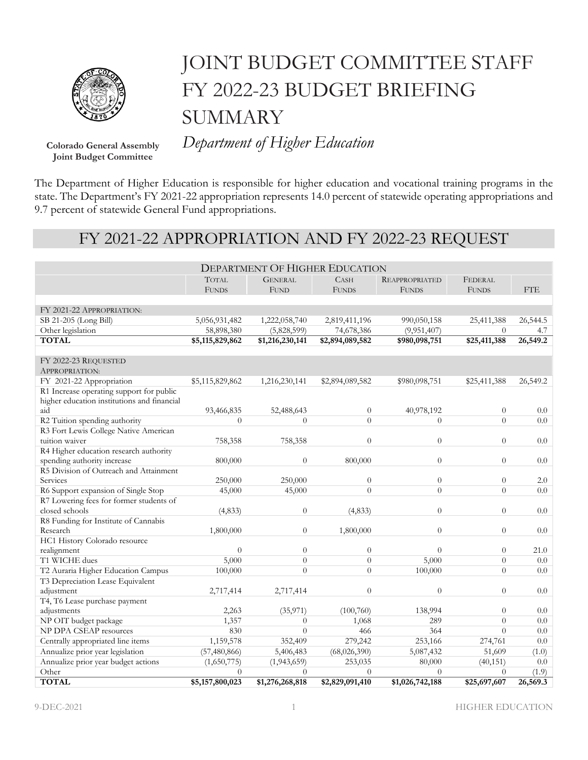# JOINT BUDGET COMMITTEE STAFF FY 2022-23 BUDGET BRIEFING SUMMARY

**Colorado General Assembly Joint Budget Committee**

*Department of Higher Education*

The Department of Higher Education is responsible for higher education and vocational training programs in the state. The Department's FY 2021-22 appropriation represents 14.0 percent of statewide operating appropriations and 9.7 percent of statewide General Fund appropriations.

## FY 2021-22 APPROPRIATION AND FY 2022-23 REQUEST

| Department Of Higher Education | Total Funds | General Fund | Cash Funds | Reappropriated Funds | Federal Funds | FTE |
|---|---|---|---|---|---|---|
| FY 2021-22 Appropriation: | | | | | | |
| SB 21-205 (Long Bill) | 5,056,931,482 | 1,222,058,740 | 2,819,411,196 | 990,050,158 | 25,411,388 | 26,544.5 |
| Other legislation | 58,898,380 | (5,828,599) | 74,678,386 | (9,951,407) | 0 | 4.7 |
| **TOTAL** | **$5,115,829,862** | **$1,216,230,141** | **$2,894,089,582** | **$980,098,751** | **$25,411,388** | **26,549.2** |
| FY 2022-23 Requested Appropriation: | | | | | | |
| FY 2021-22 Appropriation | $5,115,829,862 | 1,216,230,141 | $2,894,089,582 | $980,098,751 | $25,411,388 | 26,549.2 |
| R1 Increase operating support for public higher education institutions and financial aid | 93,466,835 | 52,488,643 | 0 | 40,978,192 | 0 | 0.0 |
| R2 Tuition spending authority | 0 | 0 | 0 | 0 | 0 | 0.0 |
| R3 Fort Lewis College Native American tuition waiver | 758,358 | 758,358 | 0 | 0 | 0 | 0.0 |
| R4 Higher education research authority spending authority increase | 800,000 | 0 | 800,000 | 0 | 0 | 0.0 |
| R5 Division of Outreach and Attainment Services | 250,000 | 250,000 | 0 | 0 | 0 | 2.0 |
| R6 Support expansion of Single Stop | 45,000 | 45,000 | 0 | 0 | 0 | 0.0 |
| R7 Lowering fees for former students of closed schools | (4,833) | 0 | (4,833) | 0 | 0 | 0.0 |
| R8 Funding for Institute of Cannabis Research | 1,800,000 | 0 | 1,800,000 | 0 | 0 | 0.0 |
| HC1 History Colorado resource realignment | 0 | 0 | 0 | 0 | 0 | 21.0 |
| T1 WICHE dues | 5,000 | 0 | 0 | 5,000 | 0 | 0.0 |
| T2 Auraria Higher Education Campus | 100,000 | 0 | 0 | 100,000 | 0 | 0.0 |
| T3 Depreciation Lease Equivalent adjustment | 2,717,414 | 2,717,414 | 0 | 0 | 0 | 0.0 |
| T4, T6 Lease purchase payment adjustments | 2,263 | (35,971) | (100,760) | 138,994 | 0 | 0.0 |
| NP OIT budget package | 1,357 | 0 | 1,068 | 289 | 0 | 0.0 |
| NP DPA CSEAP resources | 830 | 0 | 466 | 364 | 0 | 0.0 |
| Centrally appropriated line items | 1,159,578 | 352,409 | 279,242 | 253,166 | 274,761 | 0.0 |
| Annualize prior year legislation | (57,480,866) | 5,406,483 | (68,026,390) | 5,087,432 | 51,609 | (1.0) |
| Annualize prior year budget actions | (1,650,775) | (1,943,659) | 253,035 | 80,000 | (40,151) | 0.0 |
| Other | 0 | 0 | 0 | 0 | 0 | (1.9) |
| **TOTAL** | **$5,157,800,023** | **$1,276,268,818** | **$2,829,091,410** | **$1,026,742,188** | **$25,697,607** | **26,569.3** |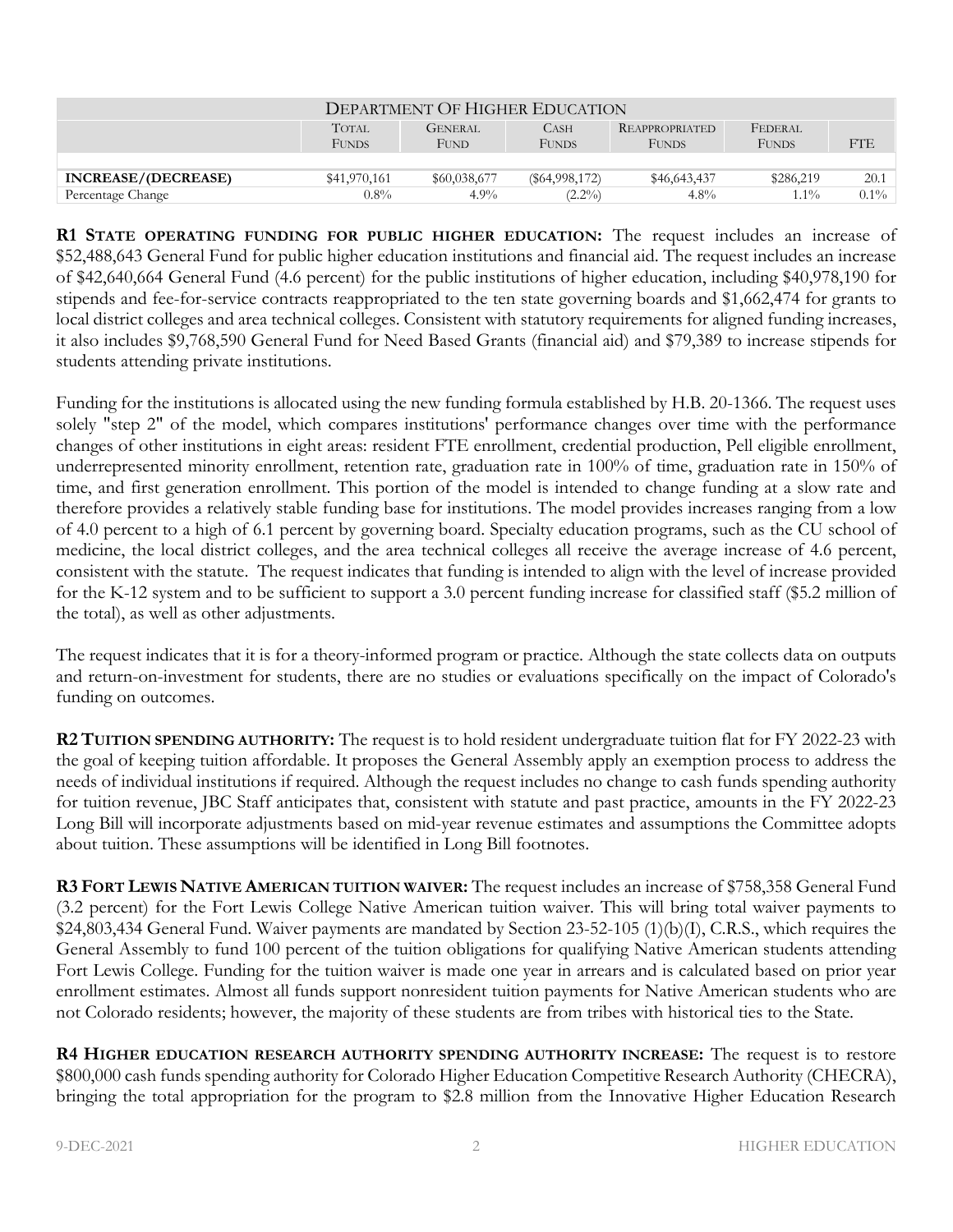| DEPARTMENT OF HIGHER EDUCATION | | | | | | |
|---|---|---|---|---|---|---|
| | TOTAL FUNDS | GENERAL FUND | CASH FUNDS | REAPPROPRIATED FUNDS | FEDERAL FUNDS | FTE |
| | | | | | | |
| **INCREASE/(DECREASE)** | $41,970,161 | $60,038,677 | ($64,998,172) | $46,643,437 | $286,219 | 20.1 |
| Percentage Change | 0.8% | 4.9% | (2.2%) | 4.8% | 1.1% | 0.1% |

**R1 STATE OPERATING FUNDING FOR PUBLIC HIGHER EDUCATION:** The request includes an increase of $52,488,643 General Fund for public higher education institutions and financial aid. The request includes an increase of $42,640,664 General Fund (4.6 percent) for the public institutions of higher education, including $40,978,190 for stipends and fee-for-service contracts reappropriated to the ten state governing boards and $1,662,474 for grants to local district colleges and area technical colleges. Consistent with statutory requirements for aligned funding increases, it also includes $9,768,590 General Fund for Need Based Grants (financial aid) and $79,389 to increase stipends for students attending private institutions.

Funding for the institutions is allocated using the new funding formula established by H.B. 20-1366. The request uses solely "step 2" of the model, which compares institutions' performance changes over time with the performance changes of other institutions in eight areas: resident FTE enrollment, credential production, Pell eligible enrollment, underrepresented minority enrollment, retention rate, graduation rate in 100% of time, graduation rate in 150% of time, and first generation enrollment. This portion of the model is intended to change funding at a slow rate and therefore provides a relatively stable funding base for institutions. The model provides increases ranging from a low of 4.0 percent to a high of 6.1 percent by governing board. Specialty education programs, such as the CU school of medicine, the local district colleges, and the area technical colleges all receive the average increase of 4.6 percent, consistent with the statute. The request indicates that funding is intended to align with the level of increase provided for the K-12 system and to be sufficient to support a 3.0 percent funding increase for classified staff ($5.2 million of the total), as well as other adjustments.

The request indicates that it is for a theory-informed program or practice. Although the state collects data on outputs and return-on-investment for students, there are no studies or evaluations specifically on the impact of Colorado's funding on outcomes.

**R2 TUITION SPENDING AUTHORITY:** The request is to hold resident undergraduate tuition flat for FY 2022-23 with the goal of keeping tuition affordable. It proposes the General Assembly apply an exemption process to address the needs of individual institutions if required. Although the request includes no change to cash funds spending authority for tuition revenue, JBC Staff anticipates that, consistent with statute and past practice, amounts in the FY 2022-23 Long Bill will incorporate adjustments based on mid-year revenue estimates and assumptions the Committee adopts about tuition. These assumptions will be identified in Long Bill footnotes.

**R3 FORT LEWIS NATIVE AMERICAN TUITION WAIVER:** The request includes an increase of $758,358 General Fund (3.2 percent) for the Fort Lewis College Native American tuition waiver. This will bring total waiver payments to $24,803,434 General Fund. Waiver payments are mandated by Section 23-52-105 (1)(b)(I), C.R.S., which requires the General Assembly to fund 100 percent of the tuition obligations for qualifying Native American students attending Fort Lewis College. Funding for the tuition waiver is made one year in arrears and is calculated based on prior year enrollment estimates. Almost all funds support nonresident tuition payments for Native American students who are not Colorado residents; however, the majority of these students are from tribes with historical ties to the State.

**R4 HIGHER EDUCATION RESEARCH AUTHORITY SPENDING AUTHORITY INCREASE:** The request is to restore $800,000 cash funds spending authority for Colorado Higher Education Competitive Research Authority (CHECRA), bringing the total appropriation for the program to $2.8 million from the Innovative Higher Education Research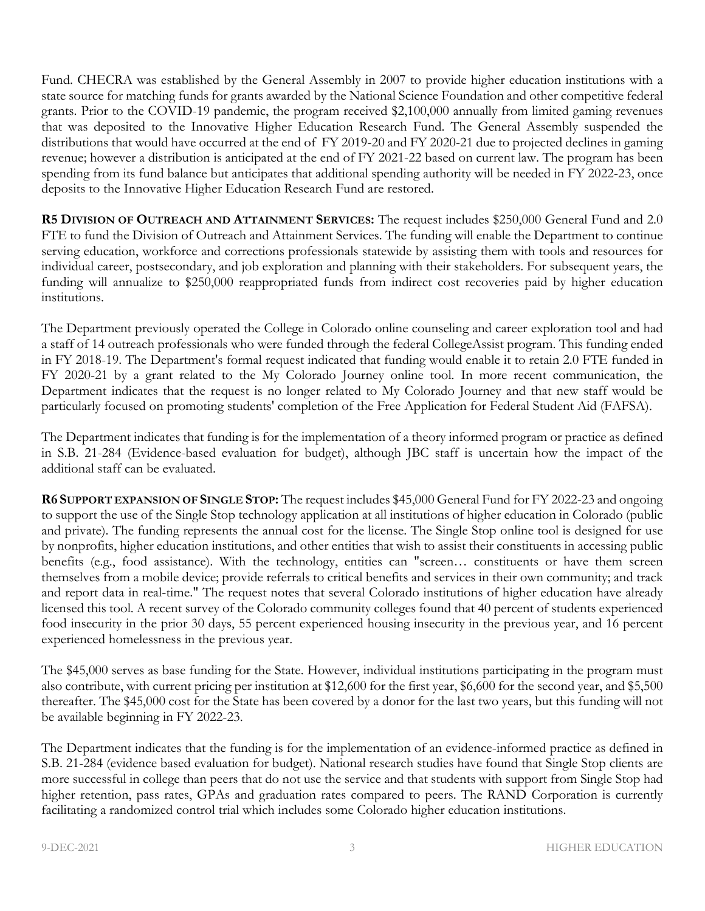Fund. CHECRA was established by the General Assembly in 2007 to provide higher education institutions with a state source for matching funds for grants awarded by the National Science Foundation and other competitive federal grants. Prior to the COVID-19 pandemic, the program received $2,100,000 annually from limited gaming revenues that was deposited to the Innovative Higher Education Research Fund. The General Assembly suspended the distributions that would have occurred at the end of FY 2019-20 and FY 2020-21 due to projected declines in gaming revenue; however a distribution is anticipated at the end of FY 2021-22 based on current law. The program has been spending from its fund balance but anticipates that additional spending authority will be needed in FY 2022-23, once deposits to the Innovative Higher Education Research Fund are restored.

**R5 DIVISION OF OUTREACH AND ATTAINMENT SERVICES:** The request includes $250,000 General Fund and 2.0 FTE to fund the Division of Outreach and Attainment Services. The funding will enable the Department to continue serving education, workforce and corrections professionals statewide by assisting them with tools and resources for individual career, postsecondary, and job exploration and planning with their stakeholders. For subsequent years, the funding will annualize to $250,000 reappropriated funds from indirect cost recoveries paid by higher education institutions.

The Department previously operated the College in Colorado online counseling and career exploration tool and had a staff of 14 outreach professionals who were funded through the federal CollegeAssist program. This funding ended in FY 2018-19. The Department's formal request indicated that funding would enable it to retain 2.0 FTE funded in FY 2020-21 by a grant related to the My Colorado Journey online tool. In more recent communication, the Department indicates that the request is no longer related to My Colorado Journey and that new staff would be particularly focused on promoting students' completion of the Free Application for Federal Student Aid (FAFSA).

The Department indicates that funding is for the implementation of a theory informed program or practice as defined in S.B. 21-284 (Evidence-based evaluation for budget), although JBC staff is uncertain how the impact of the additional staff can be evaluated.

**R6 SUPPORT EXPANSION OF SINGLE STOP:** The request includes $45,000 General Fund for FY 2022-23 and ongoing to support the use of the Single Stop technology application at all institutions of higher education in Colorado (public and private). The funding represents the annual cost for the license. The Single Stop online tool is designed for use by nonprofits, higher education institutions, and other entities that wish to assist their constituents in accessing public benefits (e.g., food assistance). With the technology, entities can "screen… constituents or have them screen themselves from a mobile device; provide referrals to critical benefits and services in their own community; and track and report data in real-time." The request notes that several Colorado institutions of higher education have already licensed this tool. A recent survey of the Colorado community colleges found that 40 percent of students experienced food insecurity in the prior 30 days, 55 percent experienced housing insecurity in the previous year, and 16 percent experienced homelessness in the previous year.

The $45,000 serves as base funding for the State. However, individual institutions participating in the program must also contribute, with current pricing per institution at $12,600 for the first year, $6,600 for the second year, and $5,500 thereafter. The $45,000 cost for the State has been covered by a donor for the last two years, but this funding will not be available beginning in FY 2022-23.

The Department indicates that the funding is for the implementation of an evidence-informed practice as defined in S.B. 21-284 (evidence based evaluation for budget). National research studies have found that Single Stop clients are more successful in college than peers that do not use the service and that students with support from Single Stop had higher retention, pass rates, GPAs and graduation rates compared to peers. The RAND Corporation is currently facilitating a randomized control trial which includes some Colorado higher education institutions.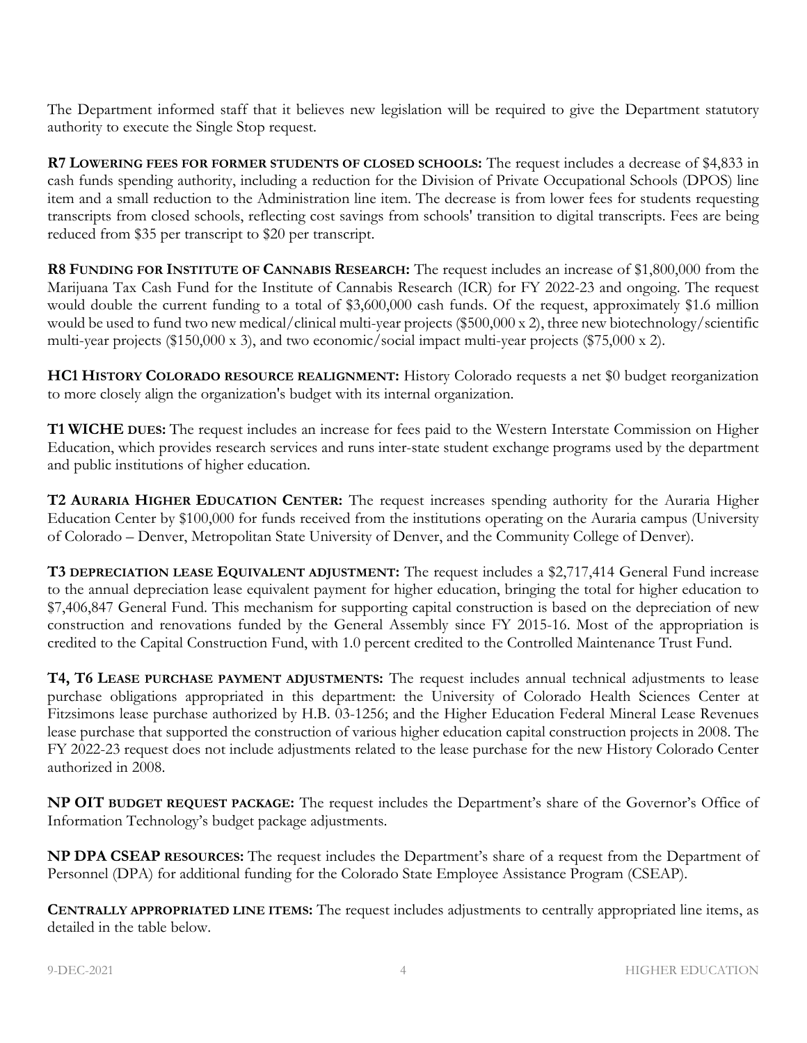The Department informed staff that it believes new legislation will be required to give the Department statutory authority to execute the Single Stop request.

**R7 LOWERING FEES FOR FORMER STUDENTS OF CLOSED SCHOOLS:** The request includes a decrease of $4,833 in cash funds spending authority, including a reduction for the Division of Private Occupational Schools (DPOS) line item and a small reduction to the Administration line item. The decrease is from lower fees for students requesting transcripts from closed schools, reflecting cost savings from schools' transition to digital transcripts. Fees are being reduced from $35 per transcript to $20 per transcript.

**R8 FUNDING FOR INSTITUTE OF CANNABIS RESEARCH:** The request includes an increase of $1,800,000 from the Marijuana Tax Cash Fund for the Institute of Cannabis Research (ICR) for FY 2022-23 and ongoing. The request would double the current funding to a total of $3,600,000 cash funds. Of the request, approximately $1.6 million would be used to fund two new medical/clinical multi-year projects ($500,000 x 2), three new biotechnology/scientific multi-year projects ($150,000 x 3), and two economic/social impact multi-year projects ($75,000 x 2).

**HC1 HISTORY COLORADO RESOURCE REALIGNMENT:** History Colorado requests a net $0 budget reorganization to more closely align the organization's budget with its internal organization.

**T1 WICHE DUES:** The request includes an increase for fees paid to the Western Interstate Commission on Higher Education, which provides research services and runs inter-state student exchange programs used by the department and public institutions of higher education.

**T2 AURARIA HIGHER EDUCATION CENTER:** The request increases spending authority for the Auraria Higher Education Center by $100,000 for funds received from the institutions operating on the Auraria campus (University of Colorado – Denver, Metropolitan State University of Denver, and the Community College of Denver).

**T3 DEPRECIATION LEASE EQUIVALENT ADJUSTMENT:** The request includes a $2,717,414 General Fund increase to the annual depreciation lease equivalent payment for higher education, bringing the total for higher education to $7,406,847 General Fund. This mechanism for supporting capital construction is based on the depreciation of new construction and renovations funded by the General Assembly since FY 2015-16. Most of the appropriation is credited to the Capital Construction Fund, with 1.0 percent credited to the Controlled Maintenance Trust Fund.

**T4, T6 LEASE PURCHASE PAYMENT ADJUSTMENTS:** The request includes annual technical adjustments to lease purchase obligations appropriated in this department: the University of Colorado Health Sciences Center at Fitzsimons lease purchase authorized by H.B. 03-1256; and the Higher Education Federal Mineral Lease Revenues lease purchase that supported the construction of various higher education capital construction projects in 2008. The FY 2022-23 request does not include adjustments related to the lease purchase for the new History Colorado Center authorized in 2008.

**NP OIT BUDGET REQUEST PACKAGE:** The request includes the Department's share of the Governor's Office of Information Technology's budget package adjustments.

**NP DPA CSEAP RESOURCES:** The request includes the Department's share of a request from the Department of Personnel (DPA) for additional funding for the Colorado State Employee Assistance Program (CSEAP).

**CENTRALLY APPROPRIATED LINE ITEMS:** The request includes adjustments to centrally appropriated line items, as detailed in the table below.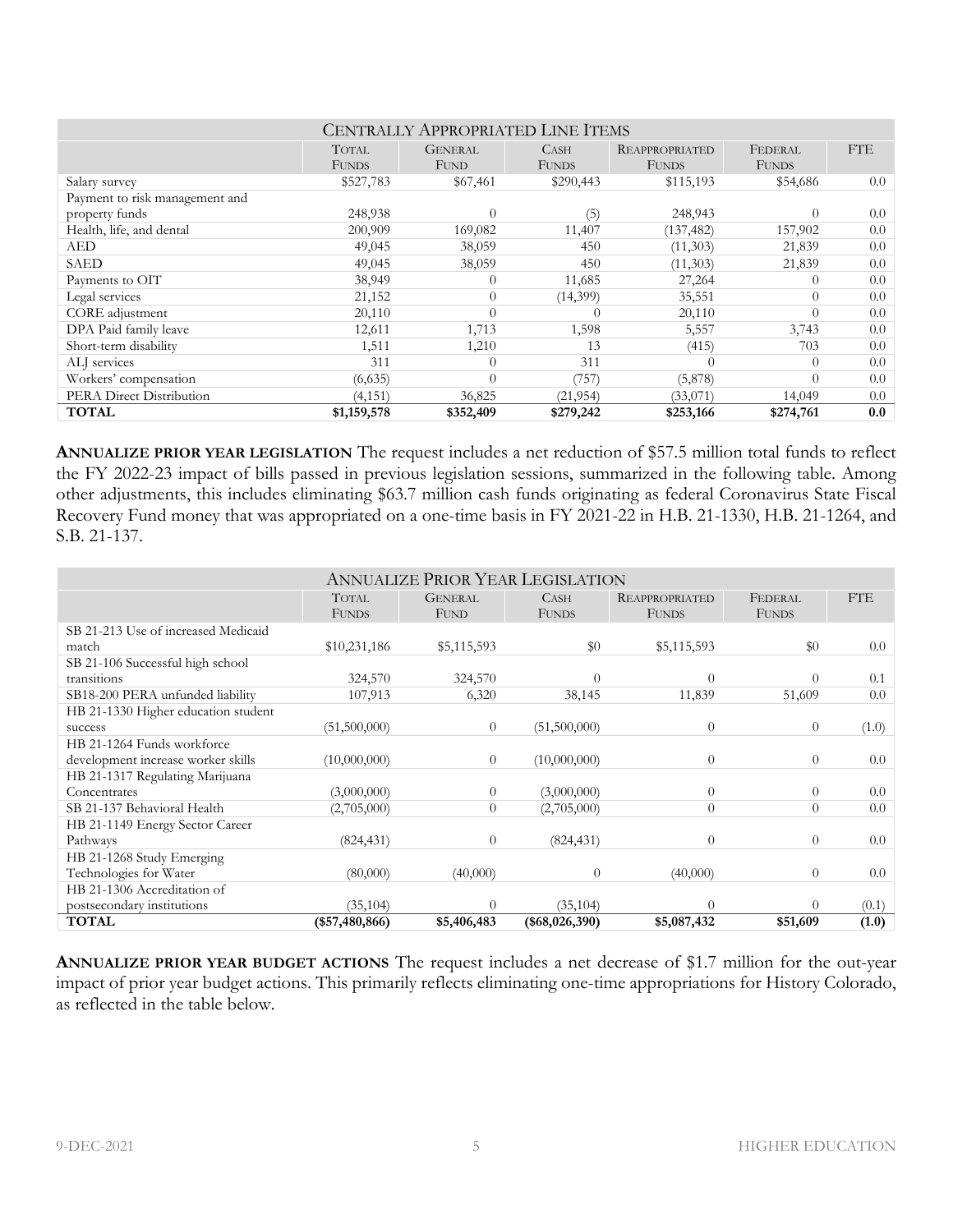| Centrally Appropriated Line Items | | | | | | |
|---|---|---|---|---|---|---|
| | Total Funds | General Fund | Cash Funds | Reappropriated Funds | Federal Funds | FTE |
| Salary survey | $527,783 | $67,461 | $290,443 | $115,193 | $54,686 | 0.0 |
| Payment to risk management and property funds | 248,938 | 0 | (5) | 248,943 | 0 | 0.0 |
| Health, life, and dental | 200,909 | 169,082 | 11,407 | (137,482) | 157,902 | 0.0 |
| AED | 49,045 | 38,059 | 450 | (11,303) | 21,839 | 0.0 |
| SAED | 49,045 | 38,059 | 450 | (11,303) | 21,839 | 0.0 |
| Payments to OIT | 38,949 | 0 | 11,685 | 27,264 | 0 | 0.0 |
| Legal services | 21,152 | 0 | (14,399) | 35,551 | 0 | 0.0 |
| CORE adjustment | 20,110 | 0 | 0 | 20,110 | 0 | 0.0 |
| DPA Paid family leave | 12,611 | 1,713 | 1,598 | 5,557 | 3,743 | 0.0 |
| Short-term disability | 1,511 | 1,210 | 13 | (415) | 703 | 0.0 |
| ALJ services | 311 | 0 | 311 | 0 | 0 | 0.0 |
| Workers' compensation | (6,635) | 0 | (757) | (5,878) | 0 | 0.0 |
| PERA Direct Distribution | (4,151) | 36,825 | (21,954) | (33,071) | 14,049 | 0.0 |
| **TOTAL** | **$1,159,578** | **$352,409** | **$279,242** | **$253,166** | **$274,761** | **0.0** |

**ANNUALIZE PRIOR YEAR LEGISLATION** The request includes a net reduction of $57.5 million total funds to reflect the FY 2022-23 impact of bills passed in previous legislation sessions, summarized in the following table. Among other adjustments, this includes eliminating $63.7 million cash funds originating as federal Coronavirus State Fiscal Recovery Fund money that was appropriated on a one-time basis in FY 2021-22 in H.B. 21-1330, H.B. 21-1264, and S.B. 21-137.

| Annualize Prior Year Legislation | | | | | | |
|---|---|---|---|---|---|---|
| | Total Funds | General Fund | Cash Funds | Reappropriated Funds | Federal Funds | FTE |
| SB 21-213 Use of increased Medicaid match | $10,231,186 | $5,115,593 | $0 | $5,115,593 | $0 | 0.0 |
| SB 21-106 Successful high school transitions | 324,570 | 324,570 | 0 | 0 | 0 | 0.1 |
| SB18-200 PERA unfunded liability | 107,913 | 6,320 | 38,145 | 11,839 | 51,609 | 0.0 |
| HB 21-1330 Higher education student success | (51,500,000) | 0 | (51,500,000) | 0 | 0 | (1.0) |
| HB 21-1264 Funds workforce development increase worker skills | (10,000,000) | 0 | (10,000,000) | 0 | 0 | 0.0 |
| HB 21-1317 Regulating Marijuana Concentrates | (3,000,000) | 0 | (3,000,000) | 0 | 0 | 0.0 |
| SB 21-137 Behavioral Health | (2,705,000) | 0 | (2,705,000) | 0 | 0 | 0.0 |
| HB 21-1149 Energy Sector Career Pathways | (824,431) | 0 | (824,431) | 0 | 0 | 0.0 |
| HB 21-1268 Study Emerging Technologies for Water | (80,000) | (40,000) | 0 | (40,000) | 0 | 0.0 |
| HB 21-1306 Accreditation of postsecondary institutions | (35,104) | 0 | (35,104) | 0 | 0 | (0.1) |
| **TOTAL** | **($57,480,866)** | **$5,406,483** | **($68,026,390)** | **$5,087,432** | **$51,609** | **(1.0)** |

**ANNUALIZE PRIOR YEAR BUDGET ACTIONS** The request includes a net decrease of $1.7 million for the out-year impact of prior year budget actions. This primarily reflects eliminating one-time appropriations for History Colorado, as reflected in the table below.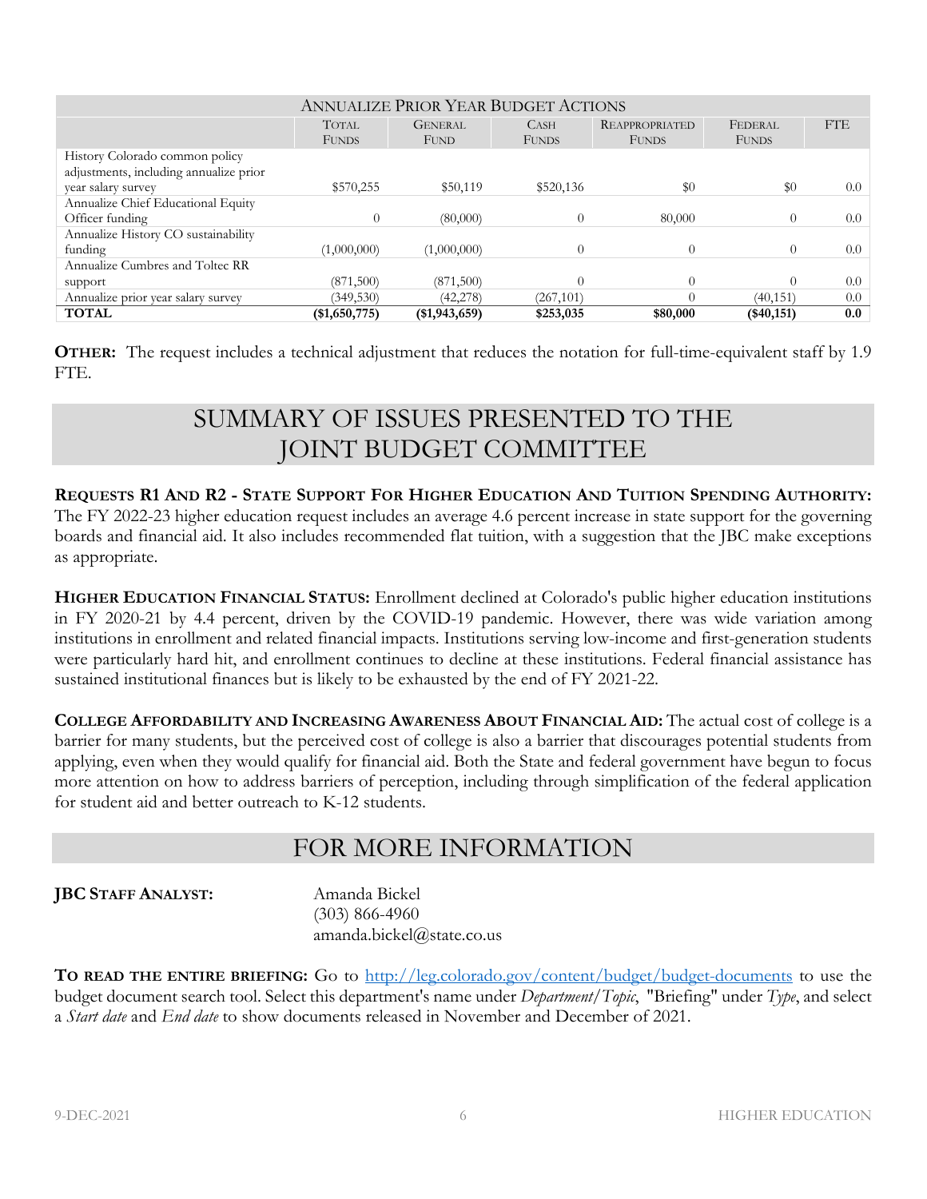| Annualize Prior Year Budget Actions | | | | | | |
|---|---|---|---|---|---|---|
| | Total Funds | General Fund | Cash Funds | Reappropriated Funds | Federal Funds | FTE |
| History Colorado common policy adjustments, including annualize prior year salary survey | $570,255 | $50,119 | $520,136 | $0 | $0 | 0.0 |
| Annualize Chief Educational Equity Officer funding | 0 | (80,000) | 0 | 80,000 | 0 | 0.0 |
| Annualize History CO sustainability funding | (1,000,000) | (1,000,000) | 0 | 0 | 0 | 0.0 |
| Annualize Cumbres and Toltec RR support | (871,500) | (871,500) | 0 | 0 | 0 | 0.0 |
| Annualize prior year salary survey | (349,530) | (42,278) | (267,101) | 0 | (40,151) | 0.0 |
| **TOTAL** | **($1,650,775)** | **($1,943,659)** | **$253,035** | **$80,000** | **($40,151)** | **0.0** |

**OTHER:** The request includes a technical adjustment that reduces the notation for full-time-equivalent staff by 1.9 FTE.

# SUMMARY OF ISSUES PRESENTED TO THE JOINT BUDGET COMMITTEE

**REQUESTS R1 AND R2 - STATE SUPPORT FOR HIGHER EDUCATION AND TUITION SPENDING AUTHORITY:** The FY 2022-23 higher education request includes an average 4.6 percent increase in state support for the governing boards and financial aid. It also includes recommended flat tuition, with a suggestion that the JBC make exceptions as appropriate.

**HIGHER EDUCATION FINANCIAL STATUS:** Enrollment declined at Colorado's public higher education institutions in FY 2020-21 by 4.4 percent, driven by the COVID-19 pandemic. However, there was wide variation among institutions in enrollment and related financial impacts. Institutions serving low-income and first-generation students were particularly hard hit, and enrollment continues to decline at these institutions. Federal financial assistance has sustained institutional finances but is likely to be exhausted by the end of FY 2021-22.

**COLLEGE AFFORDABILITY AND INCREASING AWARENESS ABOUT FINANCIAL AID:** The actual cost of college is a barrier for many students, but the perceived cost of college is also a barrier that discourages potential students from applying, even when they would qualify for financial aid. Both the State and federal government have begun to focus more attention on how to address barriers of perception, including through simplification of the federal application for student aid and better outreach to K-12 students.

# FOR MORE INFORMATION

**JBC STAFF ANALYST:** Amanda Bickel
(303) 866-4960
amanda.bickel@state.co.us

**TO READ THE ENTIRE BRIEFING:** Go to http://leg.colorado.gov/content/budget/budget-documents to use the budget document search tool. Select this department's name under *Department/Topic*, "Briefing" under *Type*, and select a *Start date* and *End date* to show documents released in November and December of 2021.